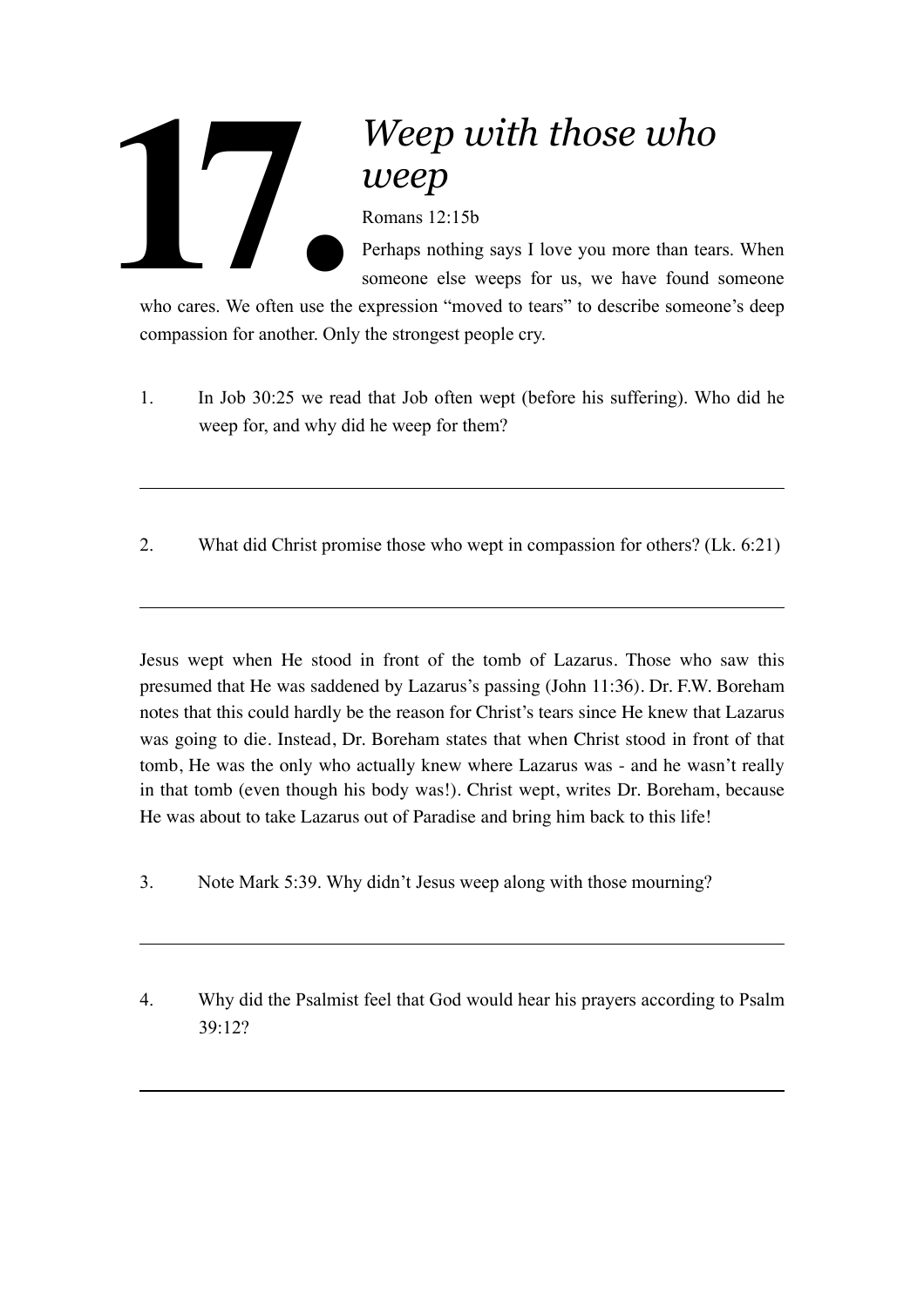# 17. *Weep with those who weep*

Romans 12:15b

Perhaps nothing says I love you more than tears. When someone else weeps for us, we have found someone who cares. We often use the expression "moved to tears" to describe someone's deep compassion for another. Only the strongest people cry.

1. In Job 30:25 we read that Job often wept (before his suffering). Who did he weep for, and why did he weep for them?

---

2. What did Christ promise those who wept in compassion for others? (Lk. 6:21)

---

Jesus wept when He stood in front of the tomb of Lazarus. Those who saw this presumed that He was saddened by Lazarus's passing (John 11:36). Dr. F.W. Boreham notes that this could hardly be the reason for Christ's tears since He knew that Lazarus was going to die. Instead, Dr. Boreham states that when Christ stood in front of that tomb, He was the only who actually knew where Lazarus was - and he wasn't really in that tomb (even though his body was!). Christ wept, writes Dr. Boreham, because He was about to take Lazarus out of Paradise and bring him back to this life!

3. Note Mark 5:39. Why didn't Jesus weep along with those mourning?

---

4. Why did the Psalmist feel that God would hear his prayers according to Psalm 39:12?

---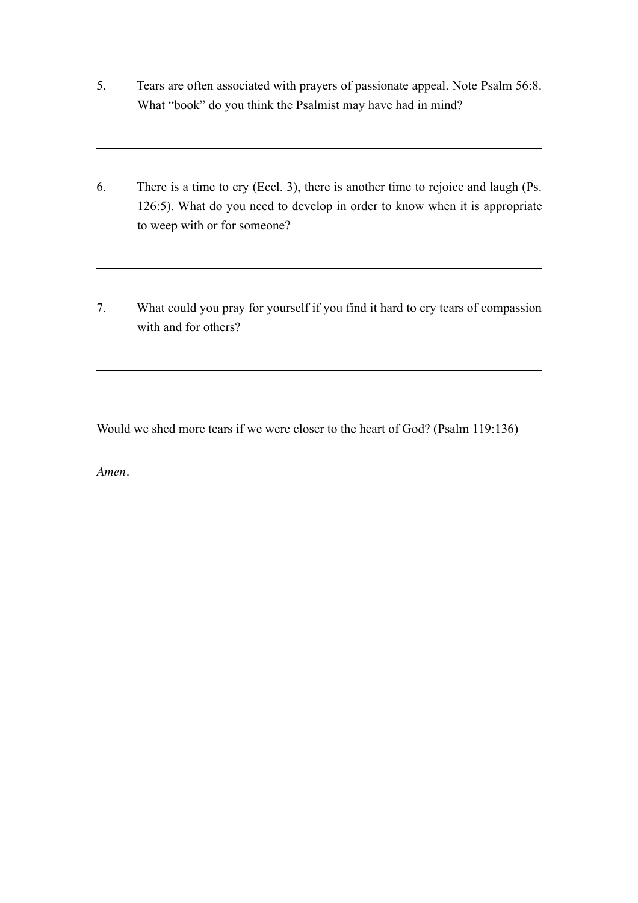5. Tears are often associated with prayers of passionate appeal. Note Psalm 56:8. What "book" do you think the Psalmist may have had in mind?

---

6. There is a time to cry (Eccl. 3), there is another time to rejoice and laugh (Ps. 126:5). What do you need to develop in order to know when it is appropriate to weep with or for someone?

---

7. What could you pray for yourself if you find it hard to cry tears of compassion with and for others?

---

Would we shed more tears if we were closer to the heart of God? (Psalm 119:136)

*Amen*.